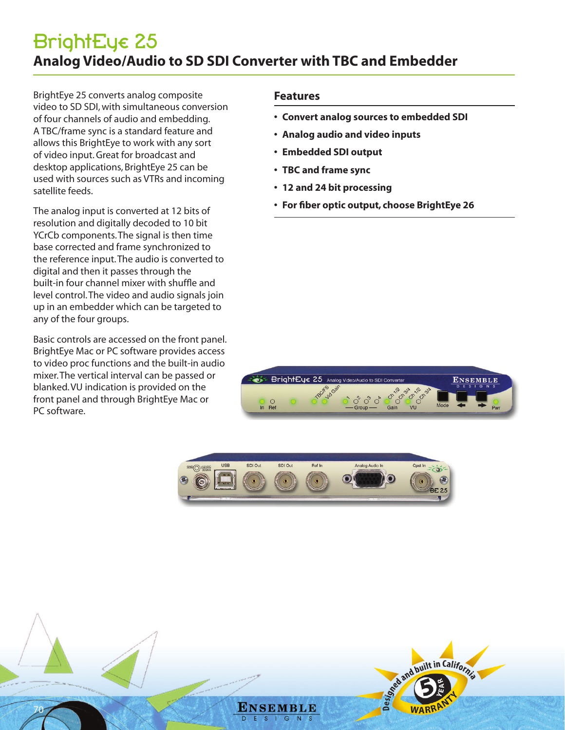# BrightEye 25

## Analog Video/Audio to SD SDI Converter with TBC and Embedder

BrightEye 25 converts analog composite video to SD SDI, with simultaneous conversion of four channels of audio and embedding. A TBC/frame sync is a standard feature and allows this BrightEye to work with any sort of video input. Great for broadcast and desktop applications, BrightEye 25 can be used with sources such as VTRs and incoming satellite feeds.

The analog input is converted at 12 bits of resolution and digitally decoded to 10 bit YCrCb components. The signal is then time base corrected and frame synchronized to the reference input. The audio is converted to digital and then it passes through the built-in four channel mixer with shuffle and level control. The video and audio signals join up in an embedder which can be targeted to any of the four groups.

Basic controls are accessed on the front panel. BrightEye Mac or PC software provides access to video proc functions and the built-in audio mixer. The vertical interval can be passed or blanked. VU indication is provided on the front panel and through BrightEye Mac or PC software.

### Features

- **Convert analog sources to embedded SDI**
- **Analog audio and video inputs**
- **Embedded SDI output**
- **TBC and frame sync**
- **12 and 24 bit processing**
- **For fiber optic output, choose BrightEye 26**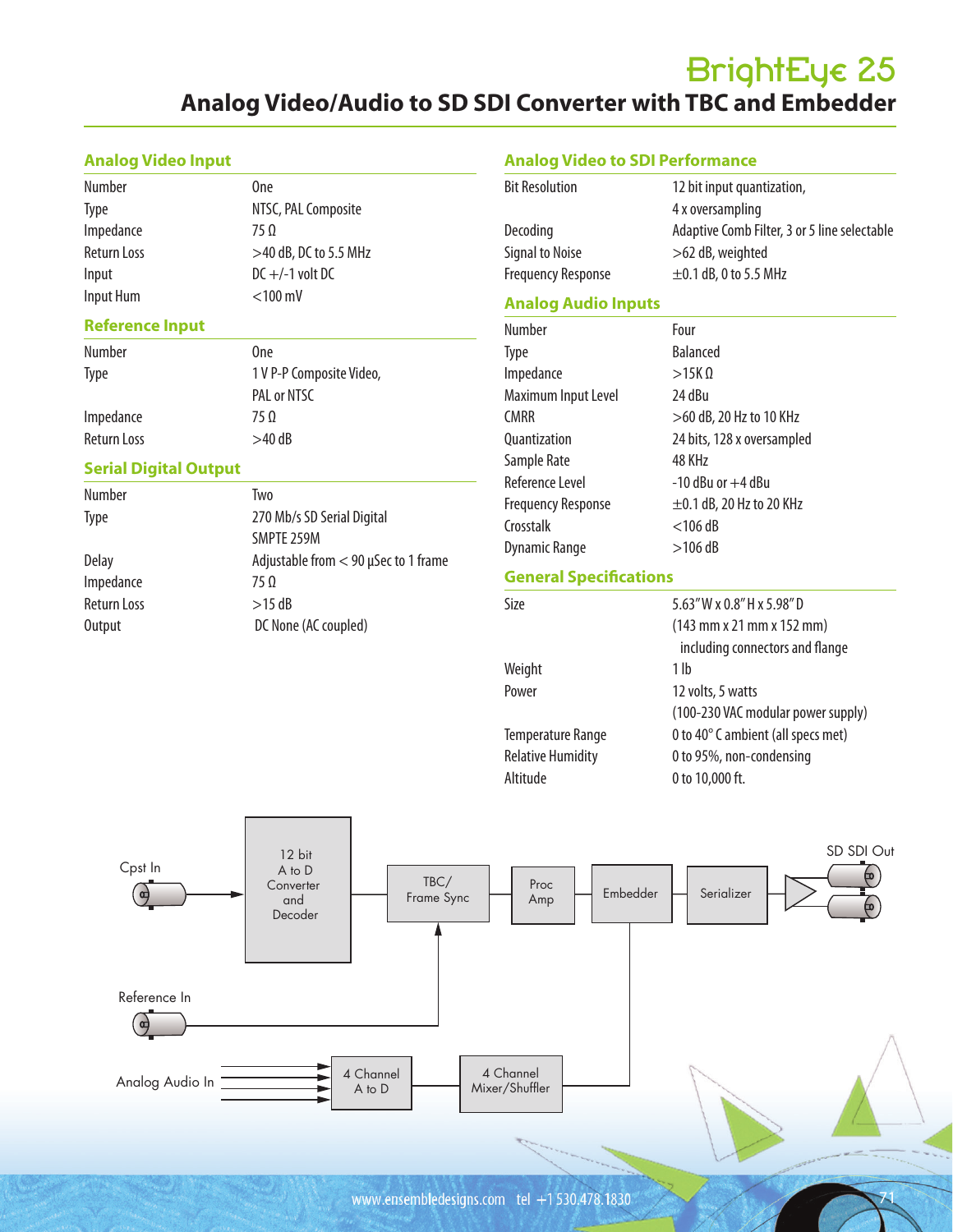# BrightEye 25

## Analog Video/Audio to SD SDI Converter with TBC and Embedder

### Analog Video Input

| | |
|---|---|
| Number | One |
| Type | NTSC, PAL Composite |
| Impedance | 75 Ω |
| Return Loss | >40 dB, DC to 5.5 MHz |
| Input | DC +/-1 volt DC |
| Input Hum | <100 mV |

### Reference Input

| | |
|---|---|
| Number | One |
| Type | 1 V P-P Composite Video, PAL or NTSC |
| Impedance | 75 Ω |
| Return Loss | >40 dB |

### Serial Digital Output

| | |
|---|---|
| Number | Two |
| Type | 270 Mb/s SD Serial Digital SMPTE 259M |
| Delay | Adjustable from < 90 µSec to 1 frame |
| Impedance | 75 Ω |
| Return Loss | >15 dB |
| Output | DC None (AC coupled) |

### Analog Video to SDI Performance

| | |
|---|---|
| Bit Resolution | 12 bit input quantization, 4 x oversampling |
| Decoding | Adaptive Comb Filter, 3 or 5 line selectable |
| Signal to Noise | >62 dB, weighted |
| Frequency Response | ±0.1 dB, 0 to 5.5 MHz |

### Analog Audio Inputs

| | |
|---|---|
| Number | Four |
| Type | Balanced |
| Impedance | >15K Ω |
| Maximum Input Level | 24 dBu |
| CMRR | >60 dB, 20 Hz to 10 KHz |
| Quantization | 24 bits, 128 x oversampled |
| Sample Rate | 48 KHz |
| Reference Level | -10 dBu or +4 dBu |
| Frequency Response | ±0.1 dB, 20 Hz to 20 KHz |
| Crosstalk | <106 dB |
| Dynamic Range | >106 dB |

### General Specifications

| | |
|---|---|
| Size | 5.63" W x 0.8" H x 5.98" D (143 mm x 21 mm x 152 mm) including connectors and flange |
| Weight | 1 lb |
| Power | 12 volts, 5 watts (100-230 VAC modular power supply) |
| Temperature Range | 0 to 40° C ambient (all specs met) |
| Relative Humidity | 0 to 95%, non-condensing |
| Altitude | 0 to 10,000 ft. |

Cpst In

12 bit A to D Converter and Decoder

TBC/ Frame Sync

Proc Amp

Embedder

Serializer

SD SDI Out

Reference In

Analog Audio In

4 Channel A to D

4 Channel Mixer/Shuffler

www.ensembledesigns.com tel +1 530.478.1830